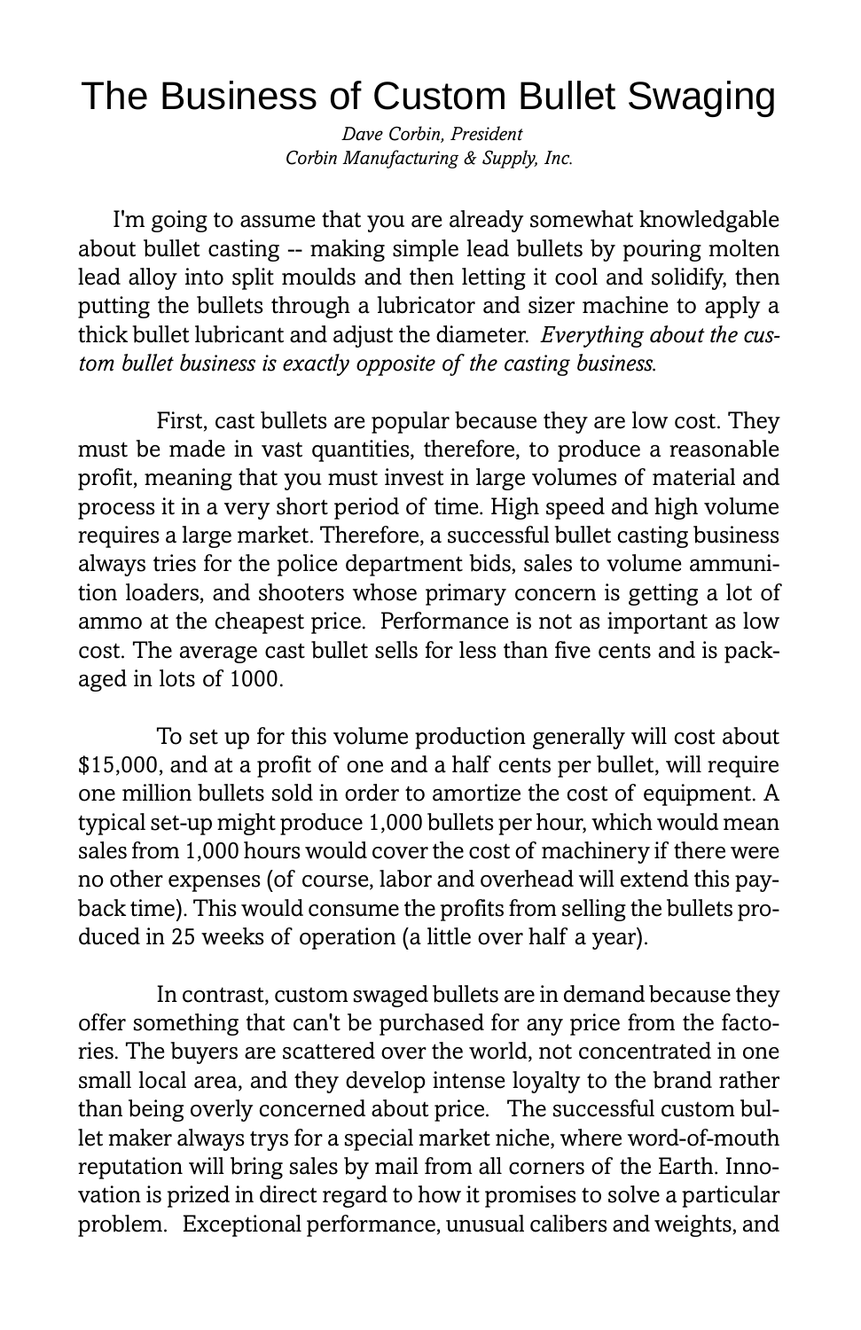# The Business of Custom Bullet Swaging

*Dave Corbin, President*
*Corbin Manufacturing & Supply, Inc.*

I'm going to assume that you are already somewhat knowledgable about bullet casting -- making simple lead bullets by pouring molten lead alloy into split moulds and then letting it cool and solidify, then putting the bullets through a lubricator and sizer machine to apply a thick bullet lubricant and adjust the diameter. *Everything about the custom bullet business is exactly opposite of the casting business.*

First, cast bullets are popular because they are low cost. They must be made in vast quantities, therefore, to produce a reasonable profit, meaning that you must invest in large volumes of material and process it in a very short period of time. High speed and high volume requires a large market. Therefore, a successful bullet casting business always tries for the police department bids, sales to volume ammunition loaders, and shooters whose primary concern is getting a lot of ammo at the cheapest price. Performance is not as important as low cost. The average cast bullet sells for less than five cents and is packaged in lots of 1000.

To set up for this volume production generally will cost about $15,000, and at a profit of one and a half cents per bullet, will require one million bullets sold in order to amortize the cost of equipment. A typical set-up might produce 1,000 bullets per hour, which would mean sales from 1,000 hours would cover the cost of machinery if there were no other expenses (of course, labor and overhead will extend this payback time). This would consume the profits from selling the bullets produced in 25 weeks of operation (a little over half a year).

In contrast, custom swaged bullets are in demand because they offer something that can't be purchased for any price from the factories. The buyers are scattered over the world, not concentrated in one small local area, and they develop intense loyalty to the brand rather than being overly concerned about price. The successful custom bullet maker always trys for a special market niche, where word-of-mouth reputation will bring sales by mail from all corners of the Earth. Innovation is prized in direct regard to how it promises to solve a particular problem. Exceptional performance, unusual calibers and weights, and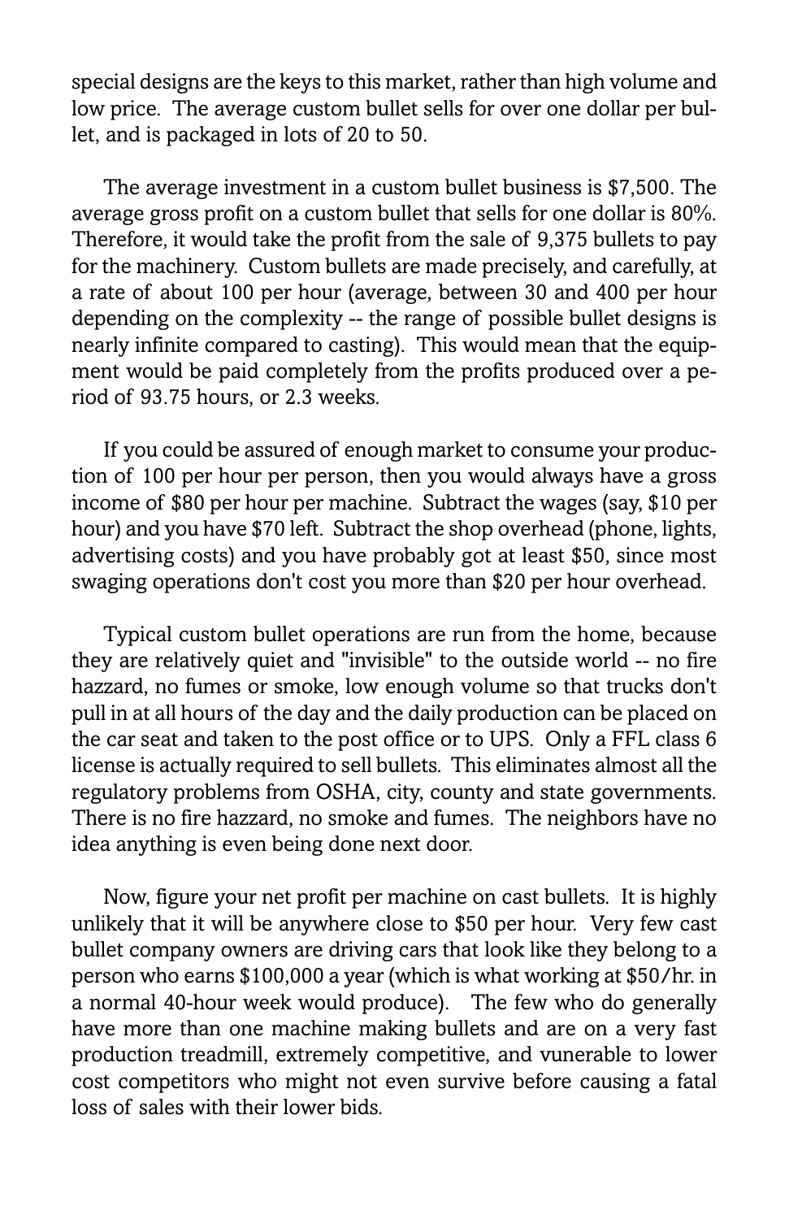special designs are the keys to this market, rather than high volume and low price. The average custom bullet sells for over one dollar per bullet, and is packaged in lots of 20 to 50.

The average investment in a custom bullet business is $7,500. The average gross profit on a custom bullet that sells for one dollar is 80%. Therefore, it would take the profit from the sale of 9,375 bullets to pay for the machinery. Custom bullets are made precisely, and carefully, at a rate of about 100 per hour (average, between 30 and 400 per hour depending on the complexity -- the range of possible bullet designs is nearly infinite compared to casting). This would mean that the equipment would be paid completely from the profits produced over a period of 93.75 hours, or 2.3 weeks.

If you could be assured of enough market to consume your production of 100 per hour per person, then you would always have a gross income of $80 per hour per machine. Subtract the wages (say, $10 per hour) and you have $70 left. Subtract the shop overhead (phone, lights, advertising costs) and you have probably got at least $50, since most swaging operations don't cost you more than $20 per hour overhead.

Typical custom bullet operations are run from the home, because they are relatively quiet and "invisible" to the outside world -- no fire hazzard, no fumes or smoke, low enough volume so that trucks don't pull in at all hours of the day and the daily production can be placed on the car seat and taken to the post office or to UPS. Only a FFL class 6 license is actually required to sell bullets. This eliminates almost all the regulatory problems from OSHA, city, county and state governments. There is no fire hazzard, no smoke and fumes. The neighbors have no idea anything is even being done next door.

Now, figure your net profit per machine on cast bullets. It is highly unlikely that it will be anywhere close to $50 per hour. Very few cast bullet company owners are driving cars that look like they belong to a person who earns $100,000 a year (which is what working at $50/hr. in a normal 40-hour week would produce). The few who do generally have more than one machine making bullets and are on a very fast production treadmill, extremely competitive, and vunerable to lower cost competitors who might not even survive before causing a fatal loss of sales with their lower bids.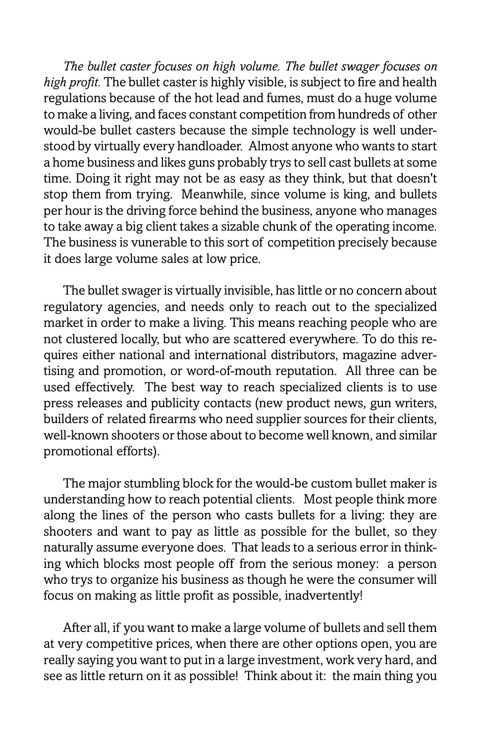*The bullet caster focuses on high volume. The bullet swager focuses on high profit.* The bullet caster is highly visible, is subject to fire and health regulations because of the hot lead and fumes, must do a huge volume to make a living, and faces constant competition from hundreds of other would-be bullet casters because the simple technology is well understood by virtually every handloader. Almost anyone who wants to start a home business and likes guns probably trys to sell cast bullets at some time. Doing it right may not be as easy as they think, but that doesn't stop them from trying. Meanwhile, since volume is king, and bullets per hour is the driving force behind the business, anyone who manages to take away a big client takes a sizable chunk of the operating income. The business is vunerable to this sort of competition precisely because it does large volume sales at low price.

The bullet swager is virtually invisible, has little or no concern about regulatory agencies, and needs only to reach out to the specialized market in order to make a living. This means reaching people who are not clustered locally, but who are scattered everywhere. To do this requires either national and international distributors, magazine advertising and promotion, or word-of-mouth reputation. All three can be used effectively. The best way to reach specialized clients is to use press releases and publicity contacts (new product news, gun writers, builders of related firearms who need supplier sources for their clients, well-known shooters or those about to become well known, and similar promotional efforts).

The major stumbling block for the would-be custom bullet maker is understanding how to reach potential clients. Most people think more along the lines of the person who casts bullets for a living: they are shooters and want to pay as little as possible for the bullet, so they naturally assume everyone does. That leads to a serious error in thinking which blocks most people off from the serious money: a person who trys to organize his business as though he were the consumer will focus on making as little profit as possible, inadvertently!

After all, if you want to make a large volume of bullets and sell them at very competitive prices, when there are other options open, you are really saying you want to put in a large investment, work very hard, and see as little return on it as possible! Think about it: the main thing you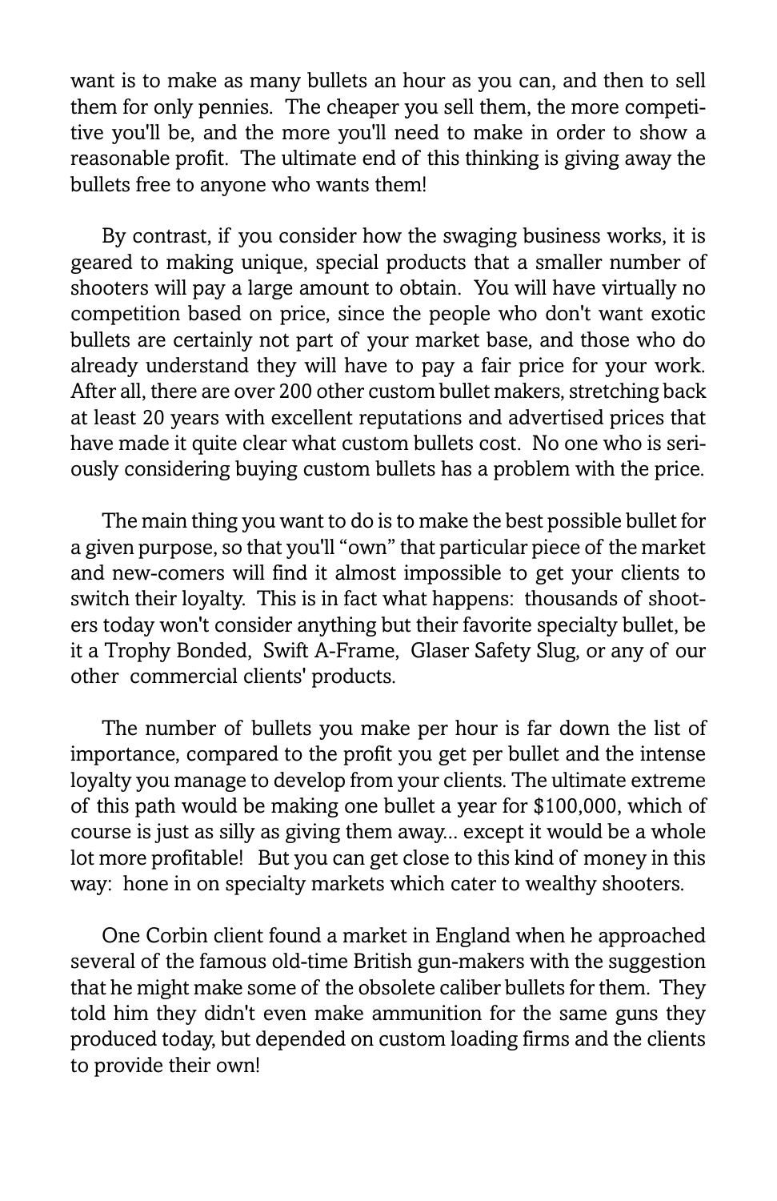want is to make as many bullets an hour as you can, and then to sell them for only pennies. The cheaper you sell them, the more competitive you'll be, and the more you'll need to make in order to show a reasonable profit. The ultimate end of this thinking is giving away the bullets free to anyone who wants them!

By contrast, if you consider how the swaging business works, it is geared to making unique, special products that a smaller number of shooters will pay a large amount to obtain. You will have virtually no competition based on price, since the people who don't want exotic bullets are certainly not part of your market base, and those who do already understand they will have to pay a fair price for your work. After all, there are over 200 other custom bullet makers, stretching back at least 20 years with excellent reputations and advertised prices that have made it quite clear what custom bullets cost. No one who is seriously considering buying custom bullets has a problem with the price.

The main thing you want to do is to make the best possible bullet for a given purpose, so that you'll "own" that particular piece of the market and new-comers will find it almost impossible to get your clients to switch their loyalty. This is in fact what happens: thousands of shooters today won't consider anything but their favorite specialty bullet, be it a Trophy Bonded, Swift A-Frame, Glaser Safety Slug, or any of our other commercial clients' products.

The number of bullets you make per hour is far down the list of importance, compared to the profit you get per bullet and the intense loyalty you manage to develop from your clients. The ultimate extreme of this path would be making one bullet a year for $100,000, which of course is just as silly as giving them away... except it would be a whole lot more profitable! But you can get close to this kind of money in this way: hone in on specialty markets which cater to wealthy shooters.

One Corbin client found a market in England when he approached several of the famous old-time British gun-makers with the suggestion that he might make some of the obsolete caliber bullets for them. They told him they didn't even make ammunition for the same guns they produced today, but depended on custom loading firms and the clients to provide their own!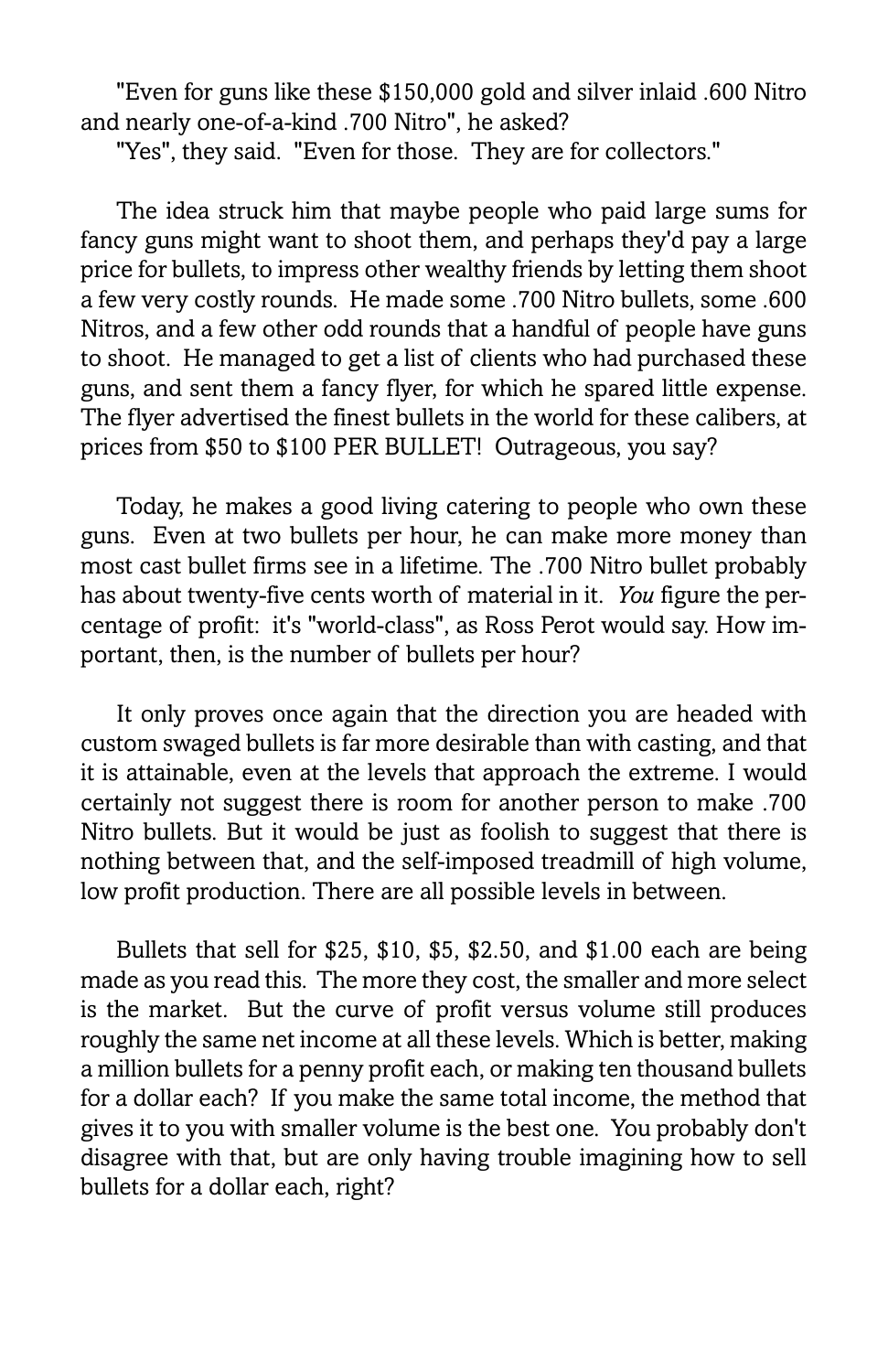"Even for guns like these $150,000 gold and silver inlaid .600 Nitro and nearly one-of-a-kind .700 Nitro", he asked?

"Yes", they said. "Even for those. They are for collectors."

The idea struck him that maybe people who paid large sums for fancy guns might want to shoot them, and perhaps they'd pay a large price for bullets, to impress other wealthy friends by letting them shoot a few very costly rounds. He made some .700 Nitro bullets, some .600 Nitros, and a few other odd rounds that a handful of people have guns to shoot. He managed to get a list of clients who had purchased these guns, and sent them a fancy flyer, for which he spared little expense. The flyer advertised the finest bullets in the world for these calibers, at prices from $50 to $100 PER BULLET! Outrageous, you say?

Today, he makes a good living catering to people who own these guns. Even at two bullets per hour, he can make more money than most cast bullet firms see in a lifetime. The .700 Nitro bullet probably has about twenty-five cents worth of material in it. *You* figure the percentage of profit: it's "world-class", as Ross Perot would say. How important, then, is the number of bullets per hour?

It only proves once again that the direction you are headed with custom swaged bullets is far more desirable than with casting, and that it is attainable, even at the levels that approach the extreme. I would certainly not suggest there is room for another person to make .700 Nitro bullets. But it would be just as foolish to suggest that there is nothing between that, and the self-imposed treadmill of high volume, low profit production. There are all possible levels in between.

Bullets that sell for $25, $10, $5, $2.50, and $1.00 each are being made as you read this. The more they cost, the smaller and more select is the market. But the curve of profit versus volume still produces roughly the same net income at all these levels. Which is better, making a million bullets for a penny profit each, or making ten thousand bullets for a dollar each? If you make the same total income, the method that gives it to you with smaller volume is the best one. You probably don't disagree with that, but are only having trouble imagining how to sell bullets for a dollar each, right?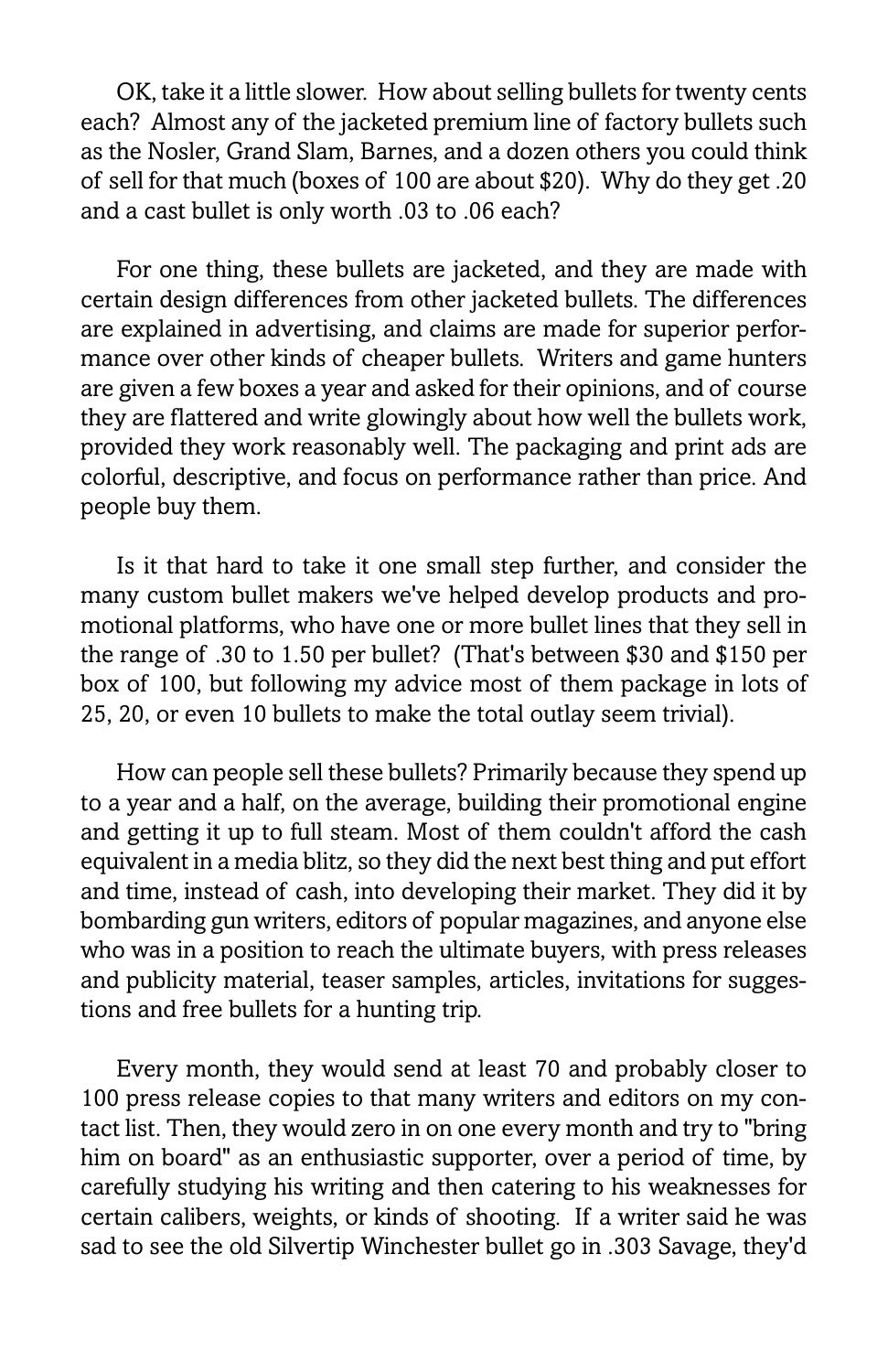OK, take it a little slower. How about selling bullets for twenty cents each? Almost any of the jacketed premium line of factory bullets such as the Nosler, Grand Slam, Barnes, and a dozen others you could think of sell for that much (boxes of 100 are about $20). Why do they get .20 and a cast bullet is only worth .03 to .06 each?

For one thing, these bullets are jacketed, and they are made with certain design differences from other jacketed bullets. The differences are explained in advertising, and claims are made for superior performance over other kinds of cheaper bullets. Writers and game hunters are given a few boxes a year and asked for their opinions, and of course they are flattered and write glowingly about how well the bullets work, provided they work reasonably well. The packaging and print ads are colorful, descriptive, and focus on performance rather than price. And people buy them.

Is it that hard to take it one small step further, and consider the many custom bullet makers we've helped develop products and promotional platforms, who have one or more bullet lines that they sell in the range of .30 to 1.50 per bullet? (That's between $30 and $150 per box of 100, but following my advice most of them package in lots of 25, 20, or even 10 bullets to make the total outlay seem trivial).

How can people sell these bullets? Primarily because they spend up to a year and a half, on the average, building their promotional engine and getting it up to full steam. Most of them couldn't afford the cash equivalent in a media blitz, so they did the next best thing and put effort and time, instead of cash, into developing their market. They did it by bombarding gun writers, editors of popular magazines, and anyone else who was in a position to reach the ultimate buyers, with press releases and publicity material, teaser samples, articles, invitations for suggestions and free bullets for a hunting trip.

Every month, they would send at least 70 and probably closer to 100 press release copies to that many writers and editors on my contact list. Then, they would zero in on one every month and try to "bring him on board" as an enthusiastic supporter, over a period of time, by carefully studying his writing and then catering to his weaknesses for certain calibers, weights, or kinds of shooting. If a writer said he was sad to see the old Silvertip Winchester bullet go in .303 Savage, they'd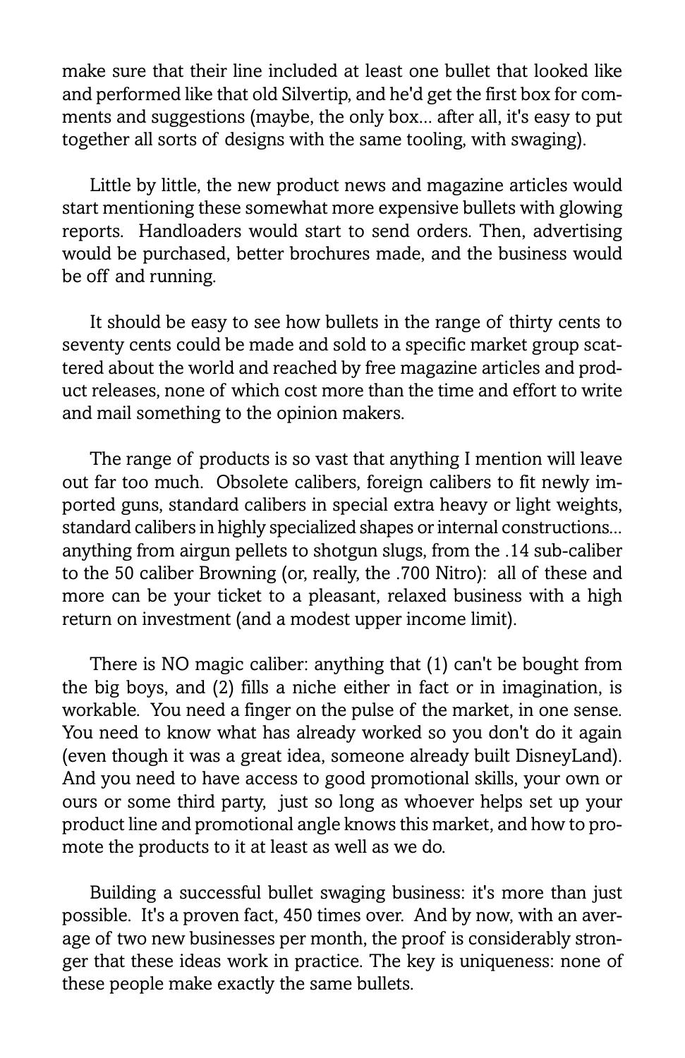make sure that their line included at least one bullet that looked like and performed like that old Silvertip, and he'd get the first box for comments and suggestions (maybe, the only box... after all, it's easy to put together all sorts of designs with the same tooling, with swaging).

Little by little, the new product news and magazine articles would start mentioning these somewhat more expensive bullets with glowing reports. Handloaders would start to send orders. Then, advertising would be purchased, better brochures made, and the business would be off and running.

It should be easy to see how bullets in the range of thirty cents to seventy cents could be made and sold to a specific market group scattered about the world and reached by free magazine articles and product releases, none of which cost more than the time and effort to write and mail something to the opinion makers.

The range of products is so vast that anything I mention will leave out far too much. Obsolete calibers, foreign calibers to fit newly imported guns, standard calibers in special extra heavy or light weights, standard calibers in highly specialized shapes or internal constructions... anything from airgun pellets to shotgun slugs, from the .14 sub-caliber to the 50 caliber Browning (or, really, the .700 Nitro): all of these and more can be your ticket to a pleasant, relaxed business with a high return on investment (and a modest upper income limit).

There is NO magic caliber: anything that (1) can't be bought from the big boys, and (2) fills a niche either in fact or in imagination, is workable. You need a finger on the pulse of the market, in one sense. You need to know what has already worked so you don't do it again (even though it was a great idea, someone already built DisneyLand). And you need to have access to good promotional skills, your own or ours or some third party, just so long as whoever helps set up your product line and promotional angle knows this market, and how to promote the products to it at least as well as we do.

Building a successful bullet swaging business: it's more than just possible. It's a proven fact, 450 times over. And by now, with an average of two new businesses per month, the proof is considerably stronger that these ideas work in practice. The key is uniqueness: none of these people make exactly the same bullets.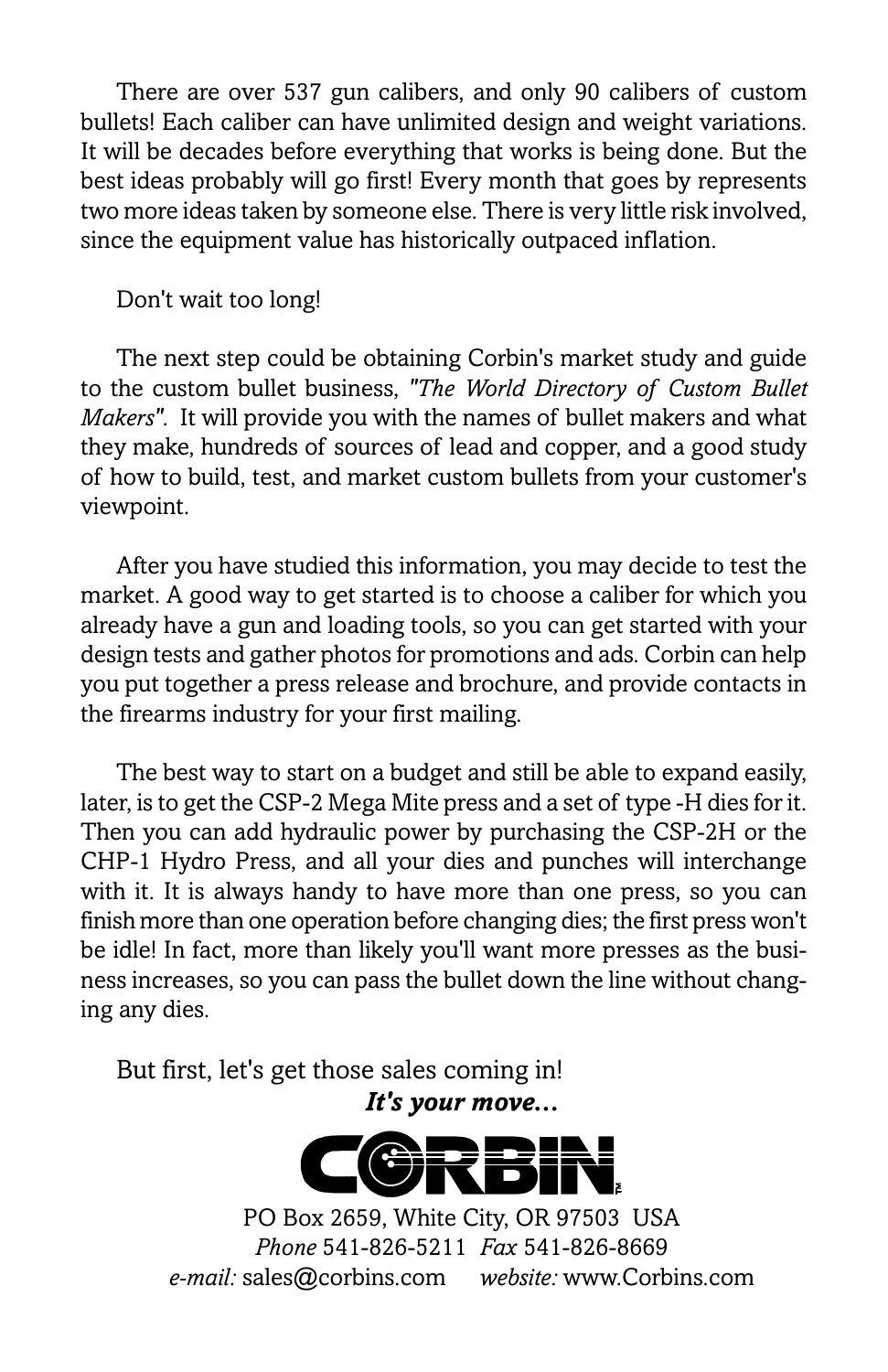There are over 537 gun calibers, and only 90 calibers of custom bullets! Each caliber can have unlimited design and weight variations. It will be decades before everything that works is being done. But the best ideas probably will go first! Every month that goes by represents two more ideas taken by someone else. There is very little risk involved, since the equipment value has historically outpaced inflation.

Don't wait too long!

The next step could be obtaining Corbin's market study and guide to the custom bullet business, *"The World Directory of Custom Bullet Makers"*. It will provide you with the names of bullet makers and what they make, hundreds of sources of lead and copper, and a good study of how to build, test, and market custom bullets from your customer's viewpoint.

After you have studied this information, you may decide to test the market. A good way to get started is to choose a caliber for which you already have a gun and loading tools, so you can get started with your design tests and gather photos for promotions and ads. Corbin can help you put together a press release and brochure, and provide contacts in the firearms industry for your first mailing.

The best way to start on a budget and still be able to expand easily, later, is to get the CSP-2 Mega Mite press and a set of type -H dies for it. Then you can add hydraulic power by purchasing the CSP-2H or the CHP-1 Hydro Press, and all your dies and punches will interchange with it. It is always handy to have more than one press, so you can finish more than one operation before changing dies; the first press won't be idle! In fact, more than likely you'll want more presses as the business increases, so you can pass the bullet down the line without changing any dies.

But first, let's get those sales coming in!

***It's your move...***

CORBIN

PO Box 2659, White City, OR 97503 USA

*Phone* 541-826-5211 *Fax* 541-826-8669

*e-mail:* sales@corbins.com *website:* www.Corbins.com